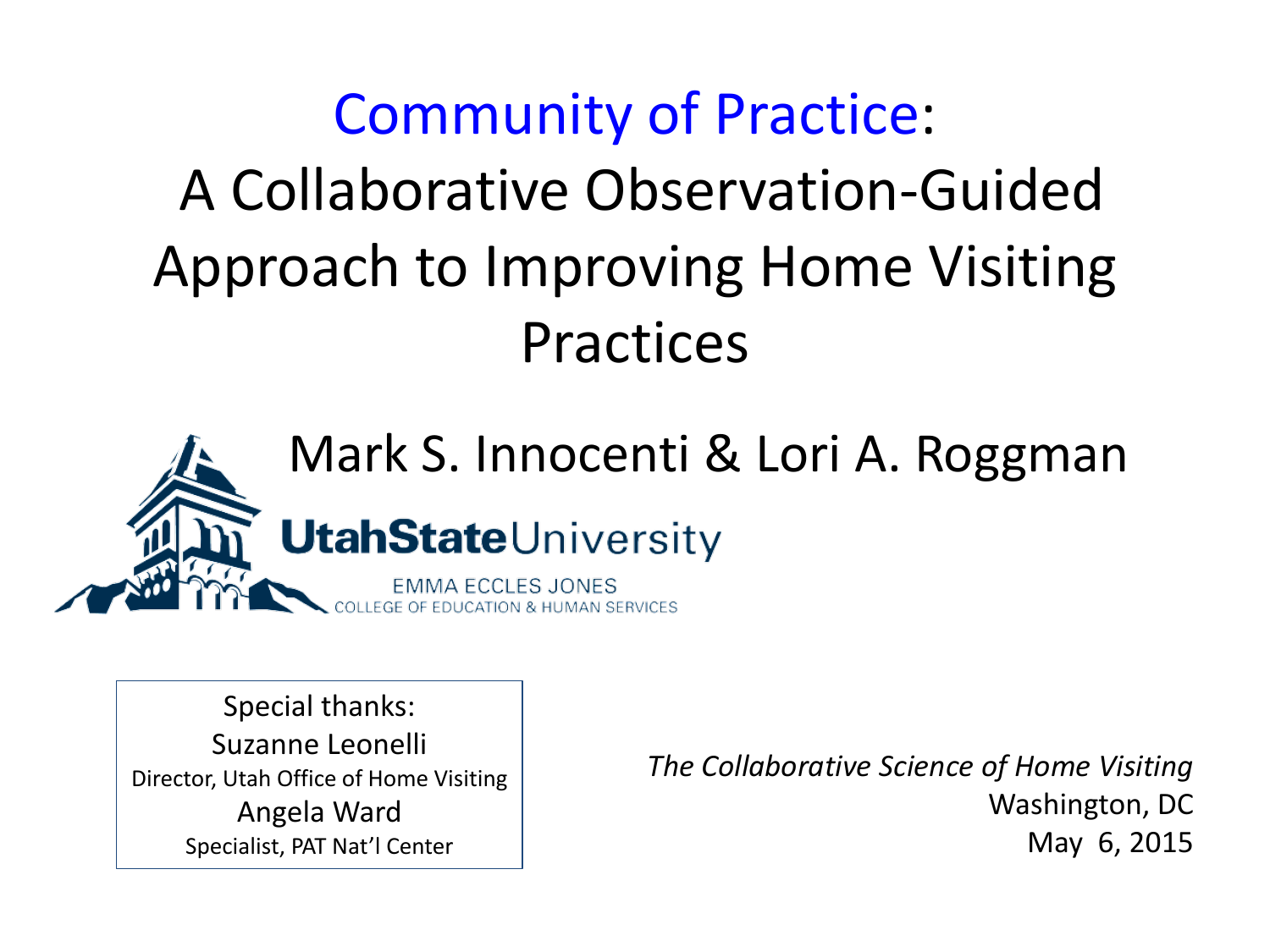# Community of Practice: A Collaborative Observation-Guided Approach to Improving Home Visiting Practices

Mark S. Innocenti & Lori A. Roggman

UtahStateUniversity

EMMA ECCLES JONES
COLLEGE OF EDUCATION & HUMAN SERVICES

Special thanks:
Suzanne Leonelli
Director, Utah Office of Home Visiting
Angela Ward
Specialist, PAT Nat'l Center

*The Collaborative Science of Home Visiting*
Washington, DC
May 6, 2015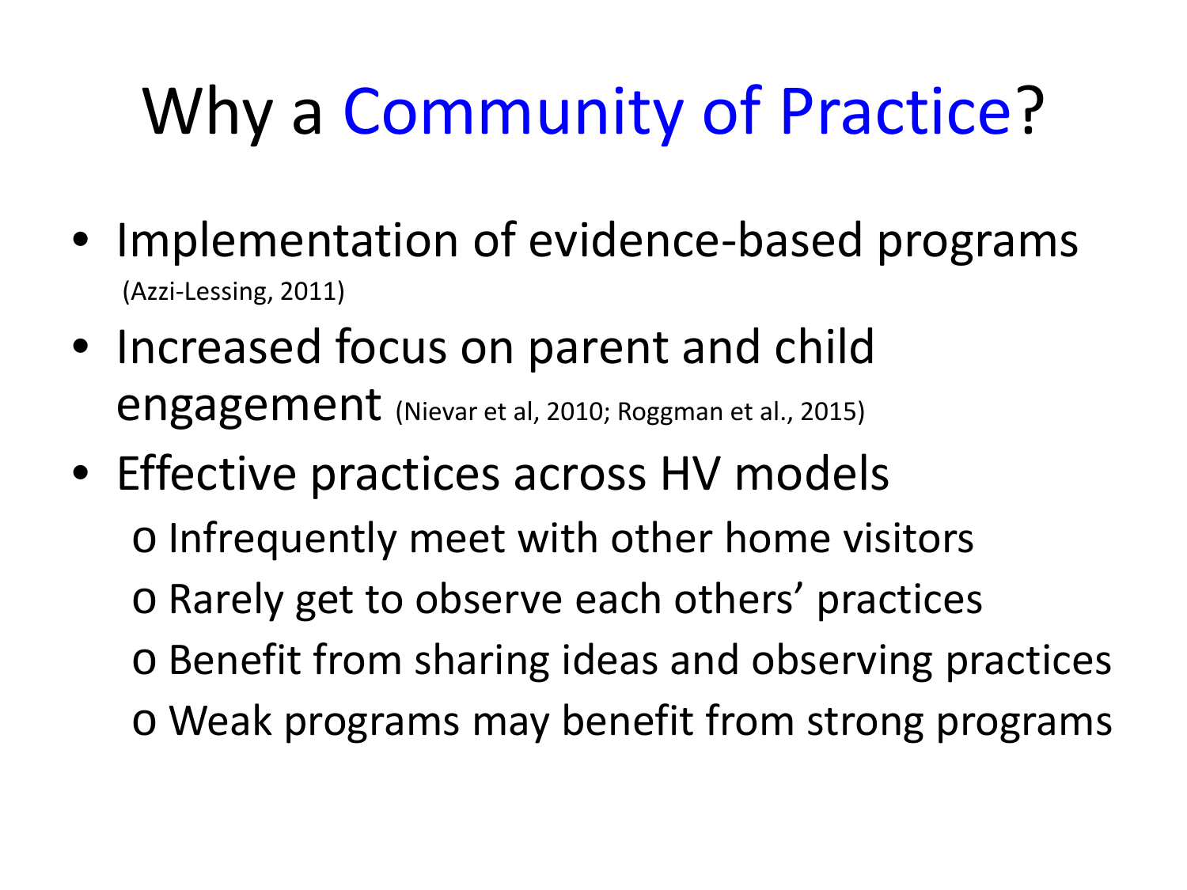# Why a Community of Practice?

- Implementation of evidence-based programs (Azzi-Lessing, 2011)
- Increased focus on parent and child engagement (Nievar et al, 2010; Roggman et al., 2015)
- Effective practices across HV models
  - Infrequently meet with other home visitors
  - Rarely get to observe each others' practices
  - Benefit from sharing ideas and observing practices
  - Weak programs may benefit from strong programs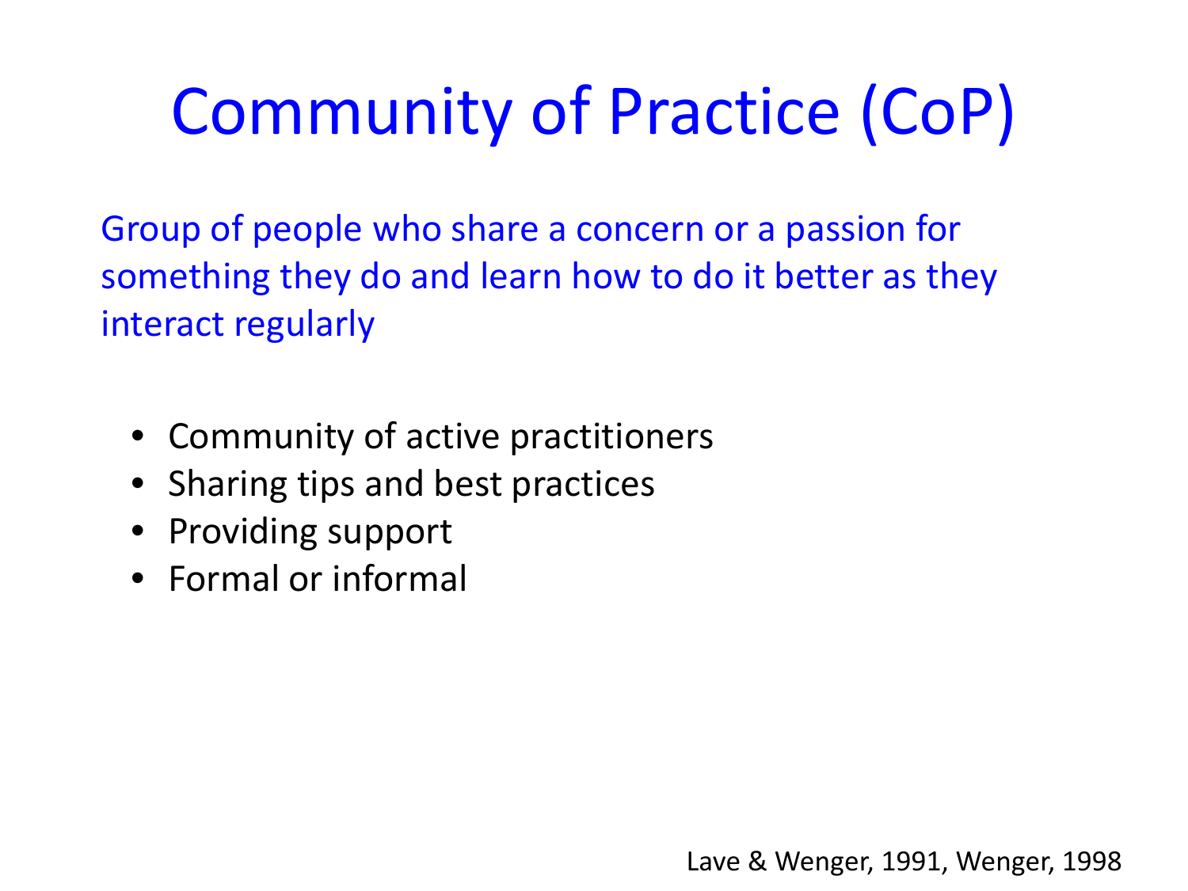# Community of Practice (CoP)

Group of people who share a concern or a passion for something they do and learn how to do it better as they interact regularly

- Community of active practitioners
- Sharing tips and best practices
- Providing support
- Formal or informal

Lave & Wenger, 1991, Wenger, 1998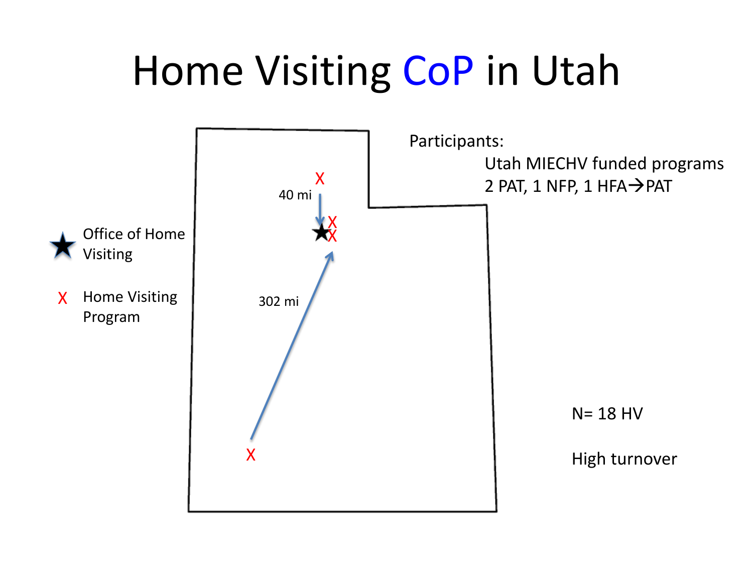# Home Visiting CoP in Utah

Participants:

Utah MIECHV funded programs
2 PAT, 1 NFP, 1 HFA→PAT

★ Office of Home Visiting

X Home Visiting Program

40 mi

302 mi

N= 18 HV

High turnover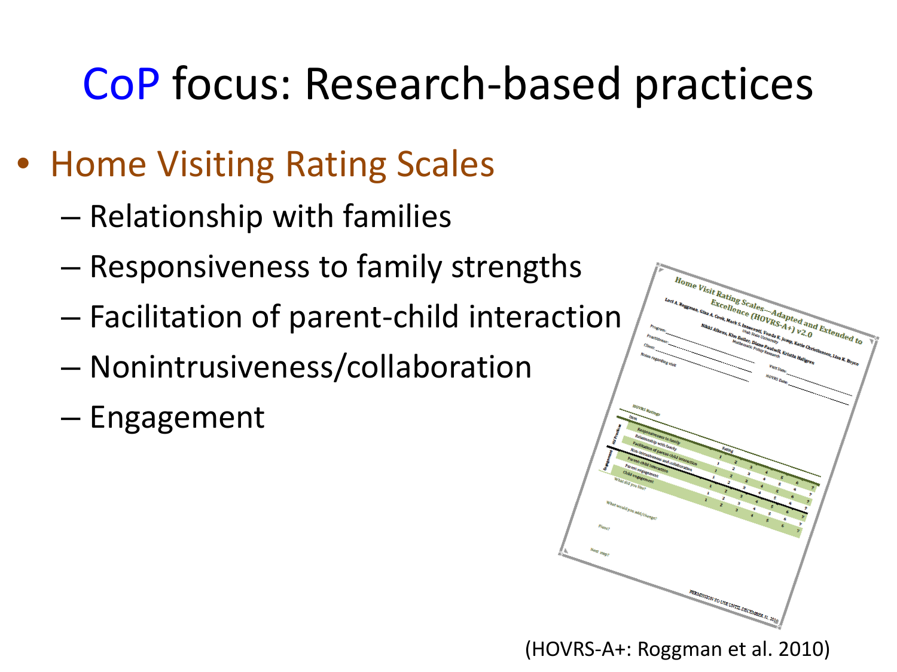# CoP focus: Research-based practices

- Home Visiting Rating Scales
  - Relationship with families
  - Responsiveness to family strengths
  - Facilitation of parent-child interaction
  - Nonintrusiveness/collaboration
  - Engagement

(HOVRS-A+: Roggman et al. 2010)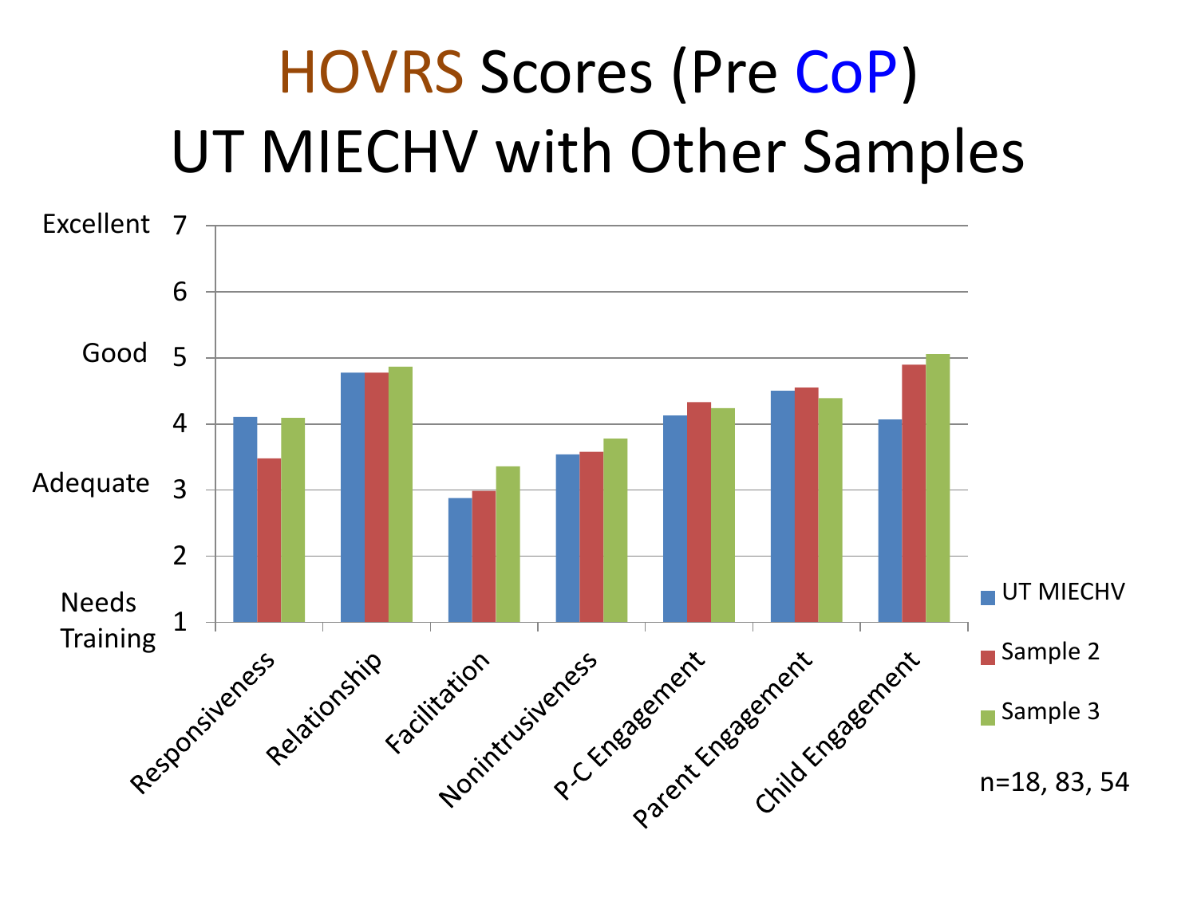# HOVRS Scores (Pre CoP)
# UT MIECHV with Other Samples

| | UT MIECHV | Sample 2 | Sample 3 |
|---|---|---|---|
| Responsiveness | 4.1 | 3.5 | 4.1 |
| Relationship | 4.8 | 4.8 | 4.9 |
| Facilitation | 2.9 | 3.0 | 3.4 |
| Nonintrusiveness | 3.5 | 3.6 | 3.8 |
| P-C Engagement | 4.1 | 4.3 | 4.2 |
| Parent Engagement | 4.5 | 4.6 | 4.4 |
| Child Engagement | 4.1 | 4.9 | 5.1 |

Scale: 7 = Excellent, 5 = Good, 3 = Adequate, 1 = Needs Training

n=18, 83, 54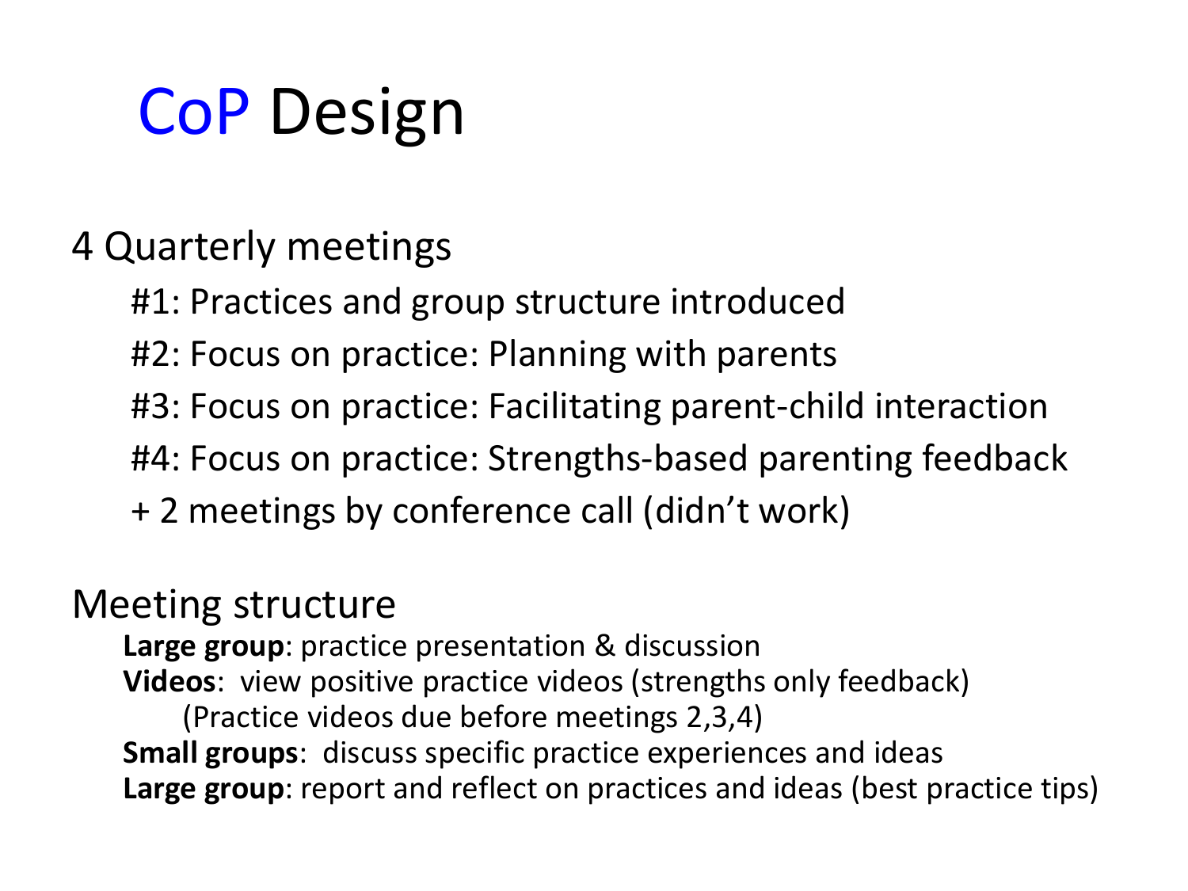# CoP Design

4 Quarterly meetings

- #1: Practices and group structure introduced
- #2: Focus on practice: Planning with parents
- #3: Focus on practice: Facilitating parent-child interaction
- #4: Focus on practice: Strengths-based parenting feedback
- + 2 meetings by conference call (didn't work)

Meeting structure

- **Large group**: practice presentation & discussion
- **Videos**: view positive practice videos (strengths only feedback)
  - (Practice videos due before meetings 2,3,4)
- **Small groups**: discuss specific practice experiences and ideas
- **Large group**: report and reflect on practices and ideas (best practice tips)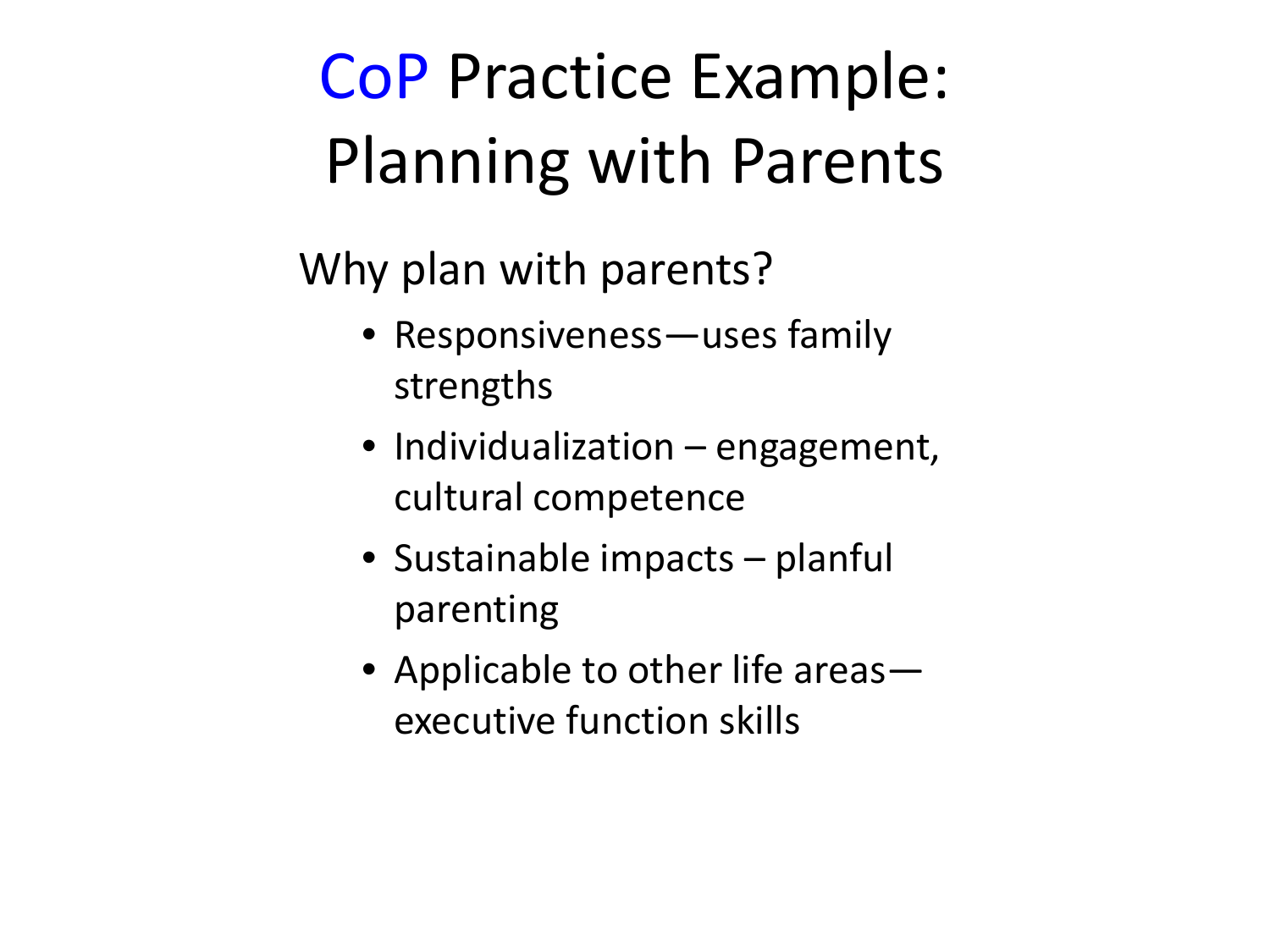# CoP Practice Example: Planning with Parents

Why plan with parents?

- Responsiveness—uses family strengths
- Individualization – engagement, cultural competence
- Sustainable impacts – planful parenting
- Applicable to other life areas—executive function skills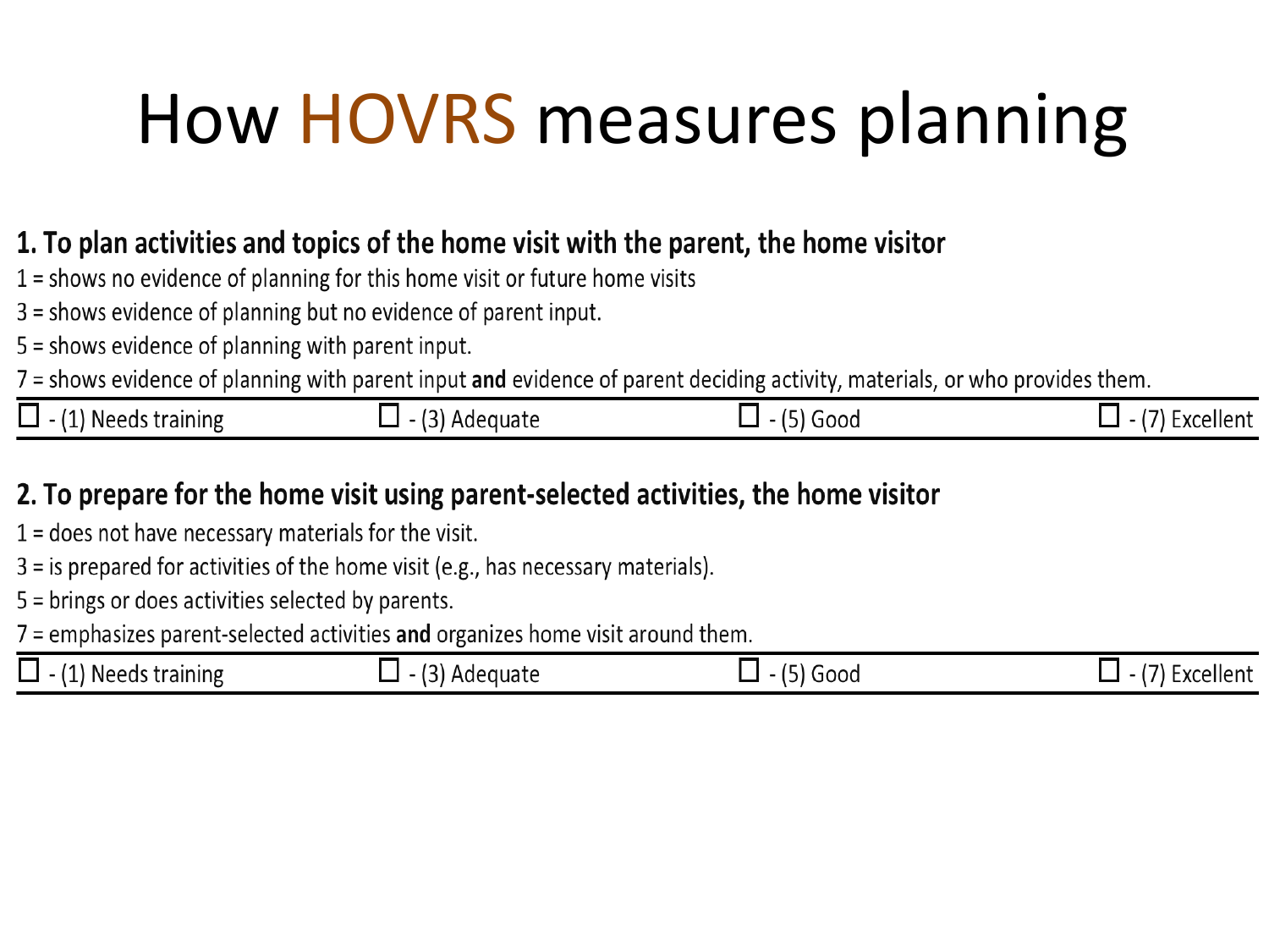# How HOVRS measures planning

**1. To plan activities and topics of the home visit with the parent, the home visitor**

1 = shows no evidence of planning for this home visit or future home visits

3 = shows evidence of planning but no evidence of parent input.

5 = shows evidence of planning with parent input.

7 = shows evidence of planning with parent input **and** evidence of parent deciding activity, materials, or who provides them.

| ☐ - (1) Needs training | ☐ - (3) Adequate | ☐ - (5) Good | ☐ - (7) Excellent |
|---|---|---|---|

**2. To prepare for the home visit using parent-selected activities, the home visitor**

1 = does not have necessary materials for the visit.

3 = is prepared for activities of the home visit (e.g., has necessary materials).

5 = brings or does activities selected by parents.

7 = emphasizes parent-selected activities **and** organizes home visit around them.

| ☐ - (1) Needs training | ☐ - (3) Adequate | ☐ - (5) Good | ☐ - (7) Excellent |
|---|---|---|---|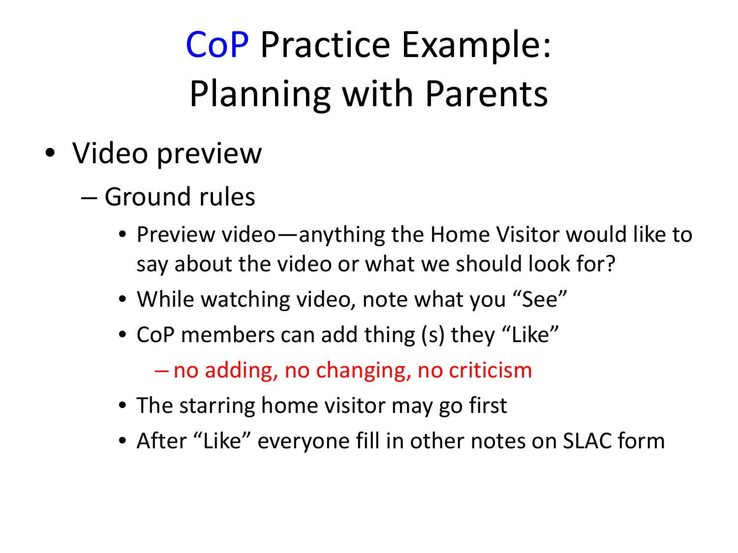# CoP Practice Example: Planning with Parents

- Video preview
  - Ground rules
    - Preview video—anything the Home Visitor would like to say about the video or what we should look for?
    - While watching video, note what you "See"
    - CoP members can add thing (s) they "Like"
      - no adding, no changing, no criticism
    - The starring home visitor may go first
    - After "Like" everyone fill in other notes on SLAC form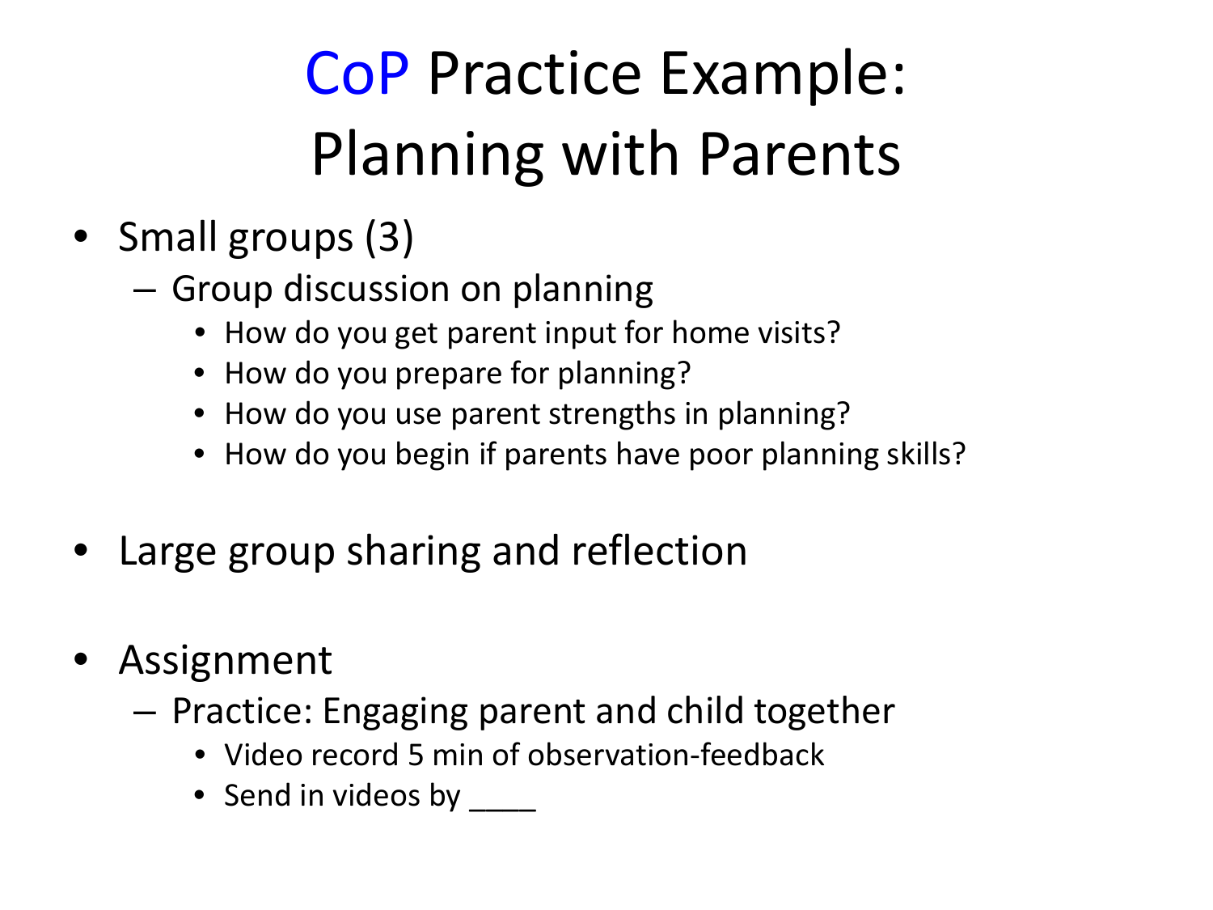# CoP Practice Example: Planning with Parents

- Small groups (3)
  - Group discussion on planning
    - How do you get parent input for home visits?
    - How do you prepare for planning?
    - How do you use parent strengths in planning?
    - How do you begin if parents have poor planning skills?

- Large group sharing and reflection

- Assignment
  - Practice: Engaging parent and child together
    - Video record 5 min of observation-feedback
    - Send in videos by ____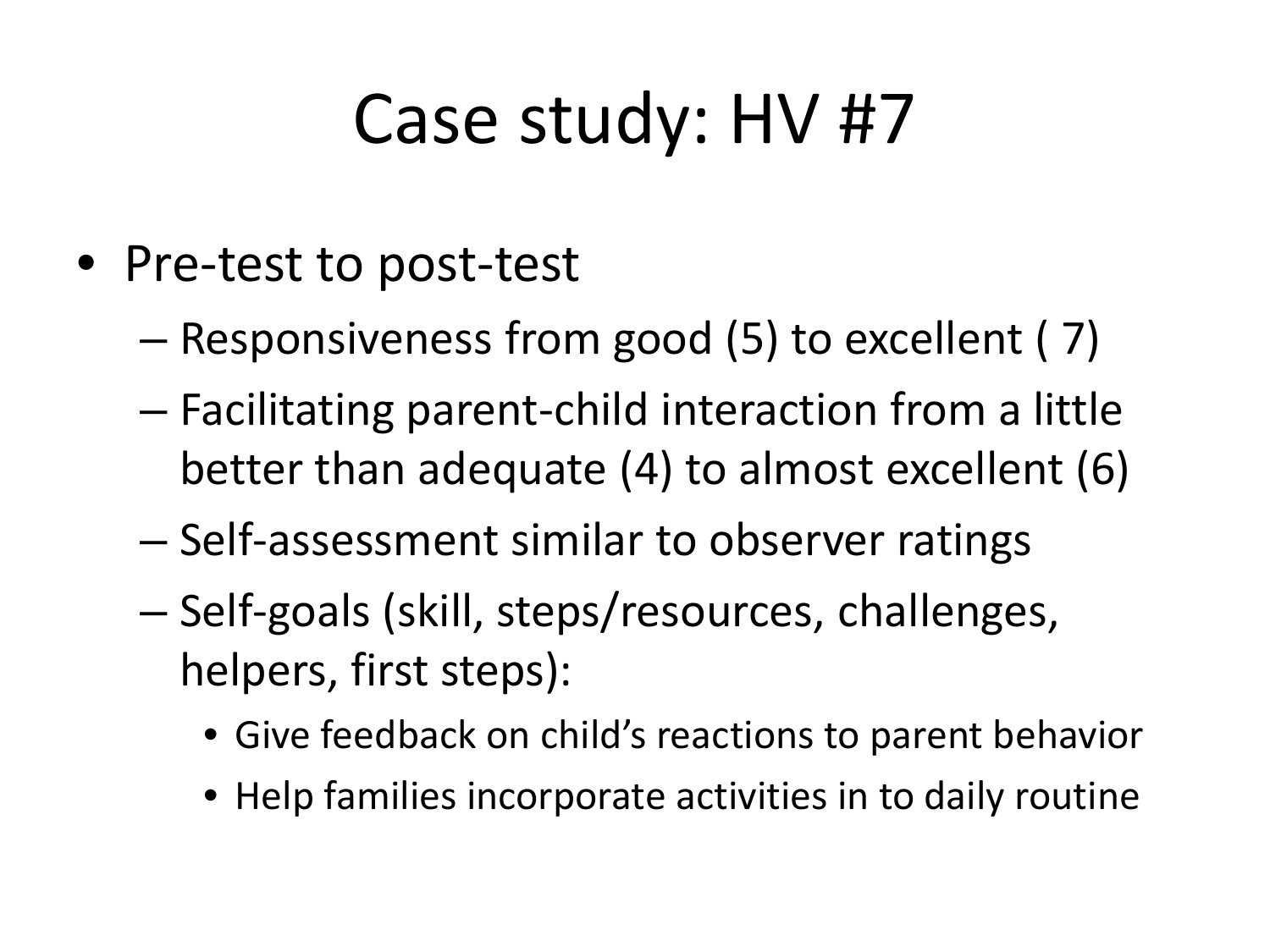# Case study: HV #7

- Pre-test to post-test
  - Responsiveness from good (5) to excellent ( 7)
  - Facilitating parent-child interaction from a little better than adequate (4) to almost excellent (6)
  - Self-assessment similar to observer ratings
  - Self-goals (skill, steps/resources, challenges, helpers, first steps):
    - Give feedback on child's reactions to parent behavior
    - Help families incorporate activities in to daily routine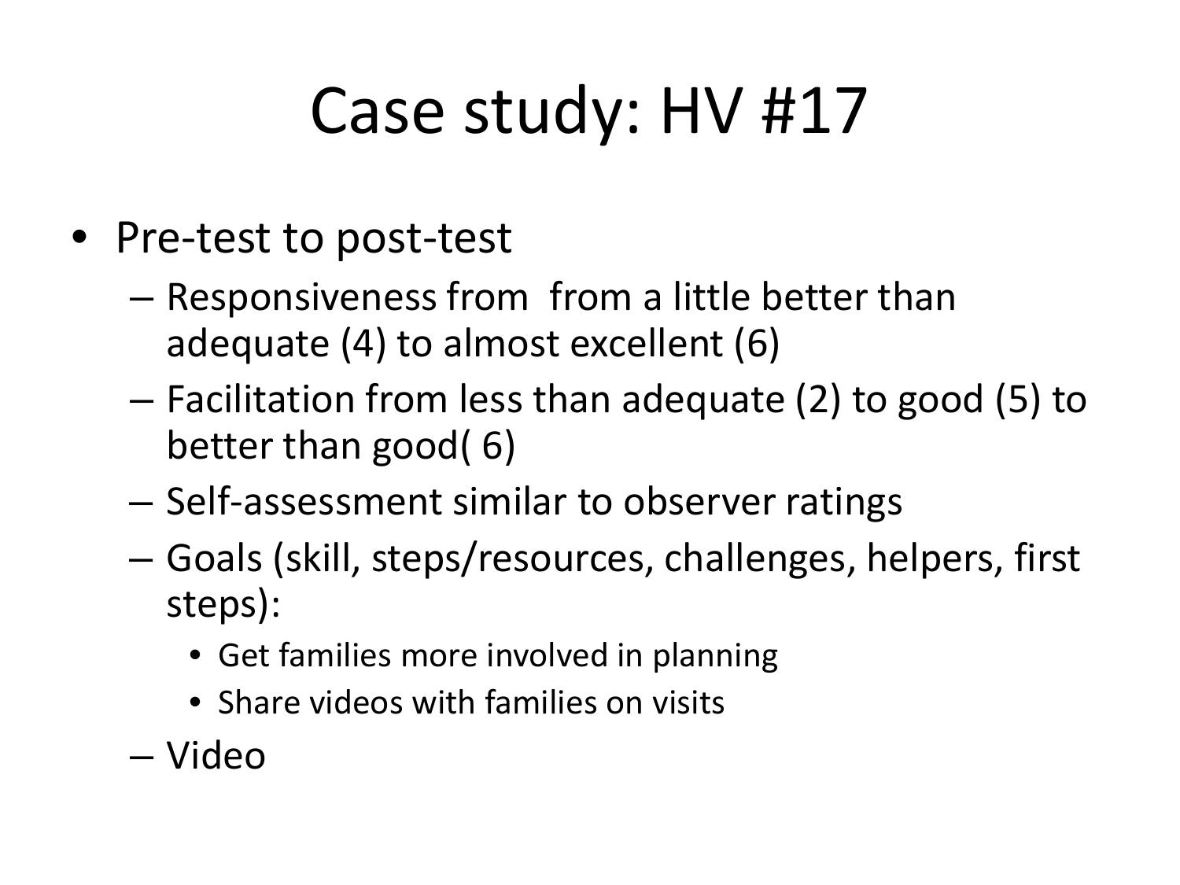# Case study: HV #17

- Pre-test to post-test
  - Responsiveness from  from a little better than adequate (4) to almost excellent (6)
  - Facilitation from less than adequate (2) to good (5) to better than good( 6)
  - Self-assessment similar to observer ratings
  - Goals (skill, steps/resources, challenges, helpers, first steps):
    - Get families more involved in planning
    - Share videos with families on visits
  - Video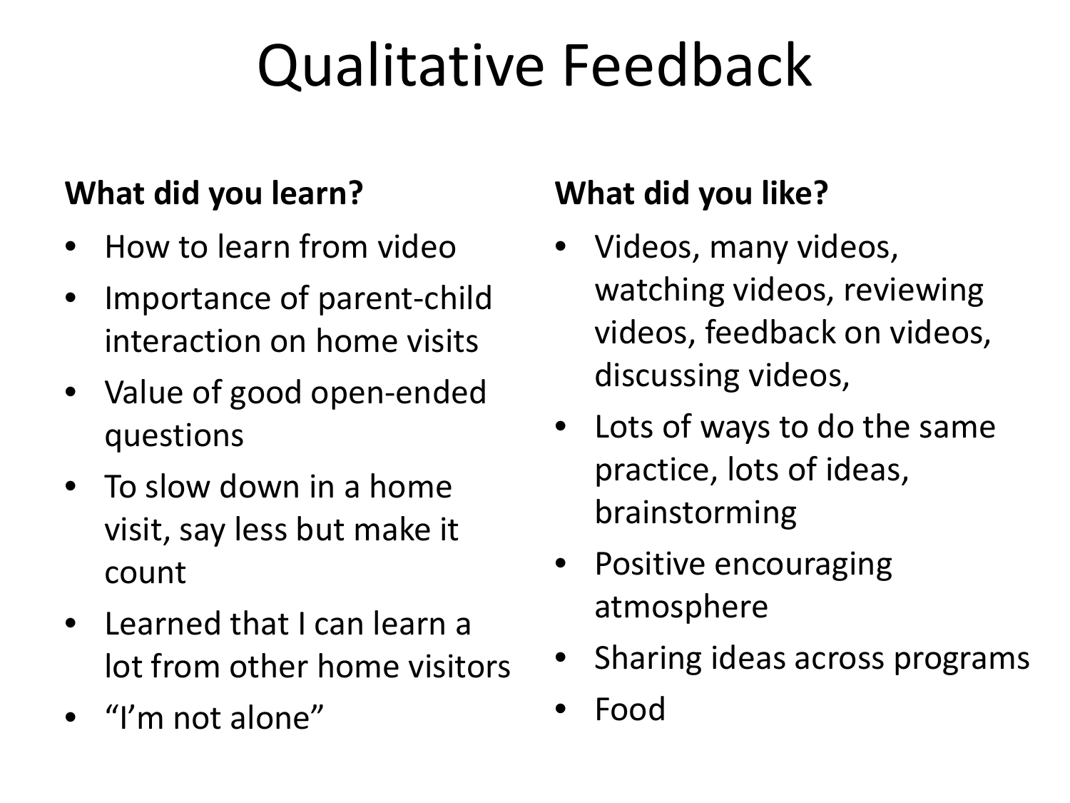# Qualitative Feedback

**What did you learn?**

- How to learn from video
- Importance of parent-child interaction on home visits
- Value of good open-ended questions
- To slow down in a home visit, say less but make it count
- Learned that I can learn a lot from other home visitors
- "I'm not alone"

**What did you like?**

- Videos, many videos, watching videos, reviewing videos, feedback on videos, discussing videos,
- Lots of ways to do the same practice, lots of ideas, brainstorming
- Positive encouraging atmosphere
- Sharing ideas across programs
- Food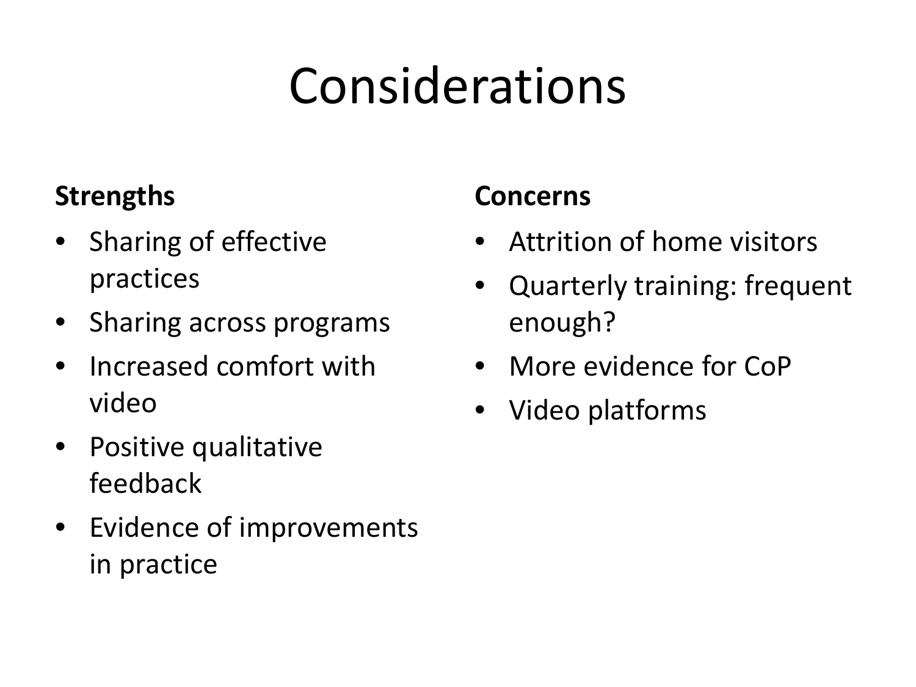# Considerations

**Strengths**

- Sharing of effective practices
- Sharing across programs
- Increased comfort with video
- Positive qualitative feedback
- Evidence of improvements in practice

**Concerns**

- Attrition of home visitors
- Quarterly training: frequent enough?
- More evidence for CoP
- Video platforms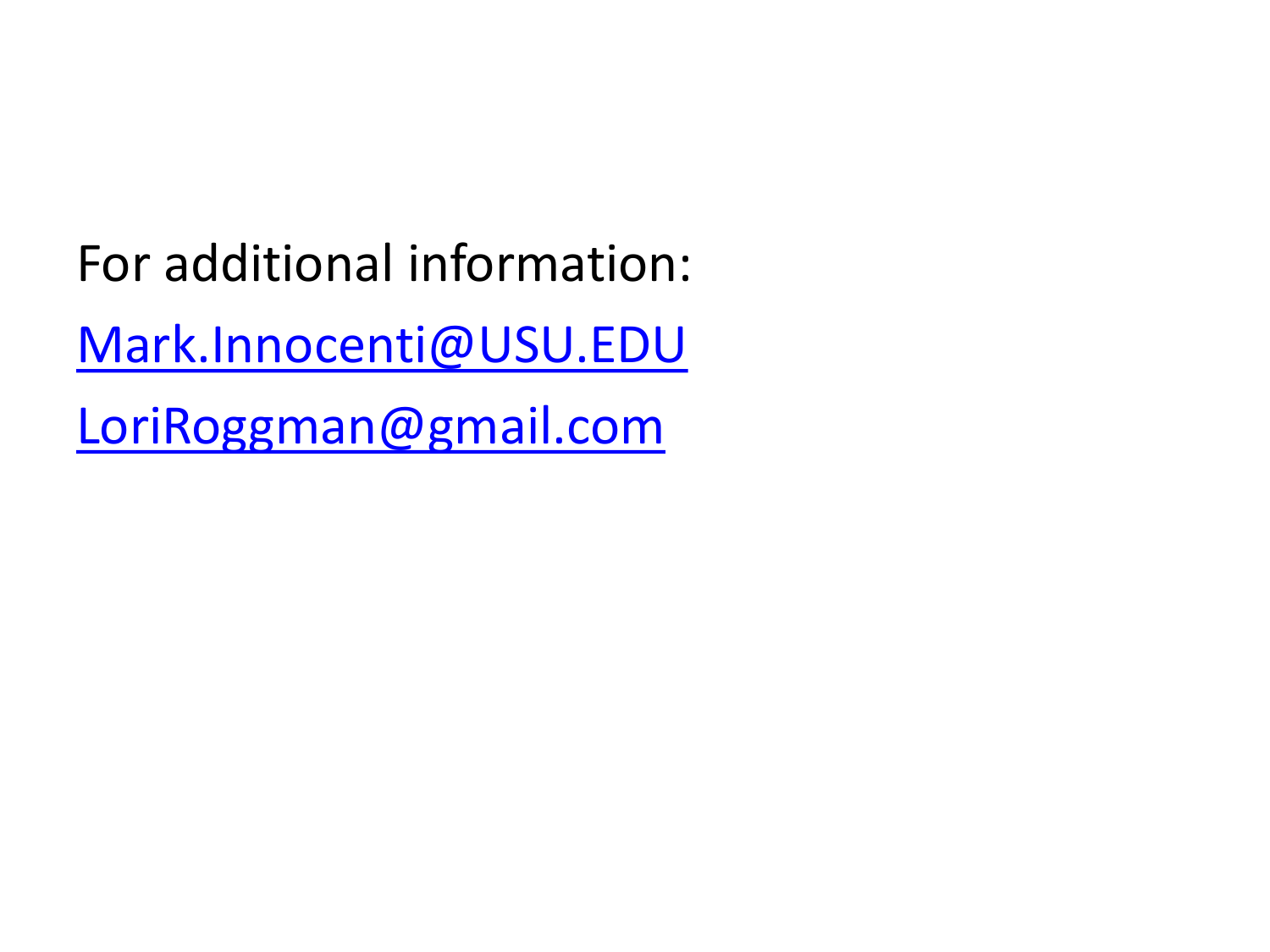For additional information:

[Mark.Innocenti@USU.EDU](mailto:Mark.Innocenti@USU.EDU)

[LoriRoggman@gmail.com](mailto:LoriRoggman@gmail.com)